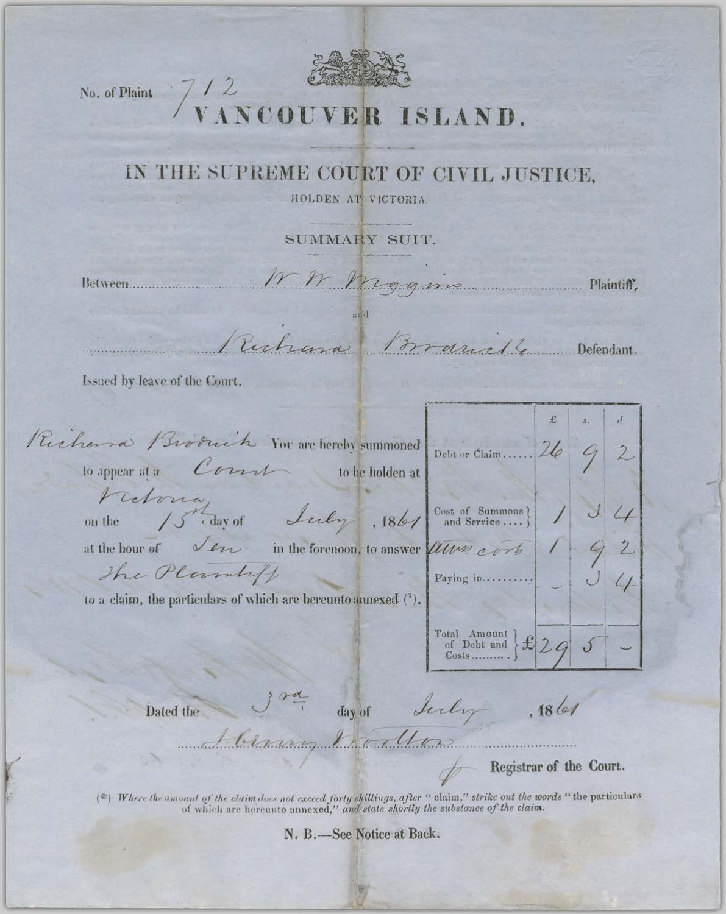No. of Plaint 712

# VANCOUVER ISLAND.

## IN THE SUPREME COURT OF CIVIL JUSTICE,

HOLDEN AT VICTORIA.

SUMMARY SUIT.

Between W W Wiggins Plaintiff,

and

Richard Brodrick Defendant.

Issued by leave of the Court.

Richard Brodrick You are hereby summoned to appear at a Court to be holden at Victoria on the 15th day of July, 1861 at the hour of Ten in the forenoon, to answer the Plaintiff to a claim, the particulars of which are hereunto annexed (*).

| | £ | s. | d |
|---|---|---|---|
| Debt or Claim...... | 26 | 9 | 2 |
| Cost of Summons and Service .... | 1 | 3 | 4 |
| Atty cost | 1 | 9 | 2 |
| Paying in......... | - | 3 | 4 |
| | | | |
| Total Amount of Debt and Costs......... | £29 | 5 | - |

Dated the 3rd day of July, 1861

Henry Wootton

for Registrar of the Court.

(*) *Where the amount of the claim does not exceed forty shillings, after* "claim," *strike out the words* "the particulars of which are hereunto annexed," *and state shortly the substance of the claim.*

**N. B.—See Notice at Back.**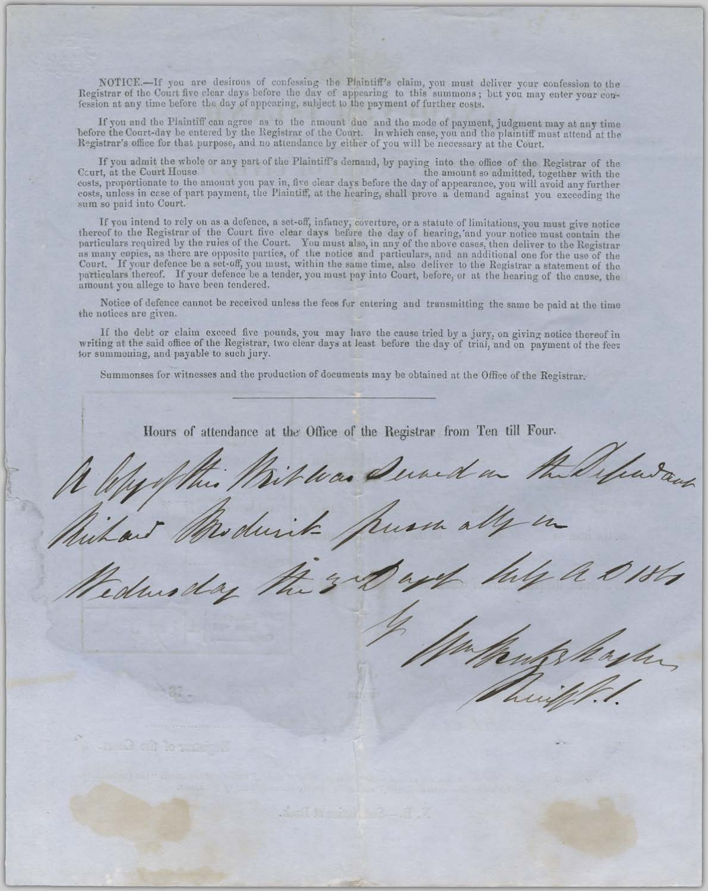NOTICE.—If you are desirous of confessing the Plaintiff's claim, you must deliver your confession to the Registrar of the Court five clear days before the day of appearing to this summons; but you may enter your confession at any time before the day of appearing, subject to the payment of further costs.

If you and the Plaintiff can agree as to the amount due and the mode of payment, judgment may at any time before the Court-day be entered by the Registrar of the Court. In which case, you and the plaintiff must attend at the Registrar's office for that purpose, and no attendance by either of you will be necessary at the Court.

If you admit the whole or any part of the Plaintiff's demand, by paying into the office of the Registrar of the Court, at the Court House the amount so admitted, together with the costs, proportionate to the amount you pay in, five clear days before the day of appearance, you will avoid any further costs, unless in case of part payment, the Plaintiff, at the hearing, shall prove a demand against you exceeding the sum so paid into Court.

If you intend to rely on as a defence, a set-off, infancy, coverture, or a statute of limitations, you must give notice thereof to the Registrar of the Court five clear days before the day of hearing, and your notice must contain the particulars required by the rules of the Court. You must also, in any of the above cases, then deliver to the Registrar as many copies, as there are opposite parties, of the notice and particulars, and an additional one for the use of the Court. If your defence be a set-off, you must, within the same time, also deliver to the Registrar a statement of the particulars thereof. If your defence be a tender, you must pay into Court, before, or at the hearing of the cause, the amount you allege to have been tendered.

Notice of defence cannot be received unless the fees for entering and transmitting the same be paid at the time the notices are given.

If the debt or claim exceed five pounds, you may have the cause tried by a jury, on giving notice thereof in writing at the said office of the Registrar, two clear days at least before the day of trial, and on payment of the fees for summoning, and payable to such jury.

Summonses for witnesses and the production of documents may be obtained at the Office of the Registrar.

---

Hours of attendance at the Office of the Registrar from Ten till Four.

*A Copy of this Writ was Served on the Defendant Richard Broderick Personally on Wednesday the 3rd Day of July A D 1861*

*by Wm Knightmayher*
*Sheriff [?]*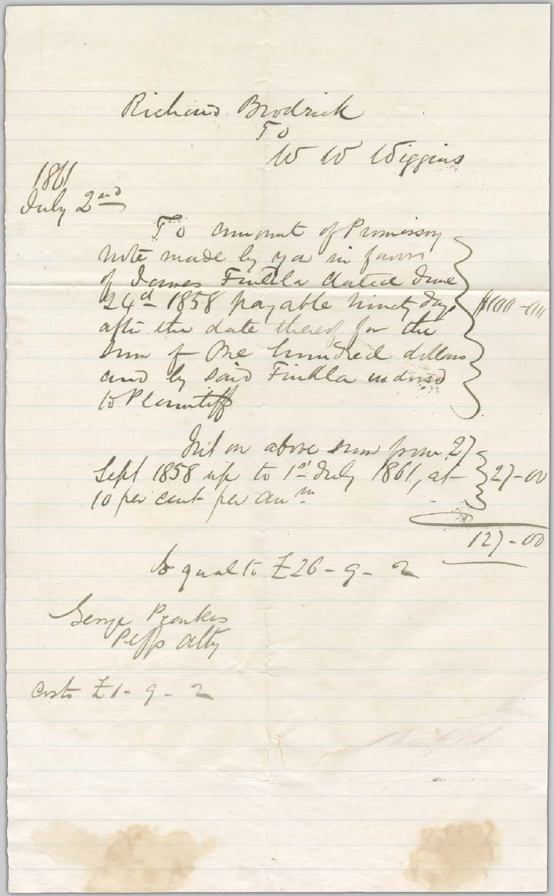Richard Brodrick
To
W W Wiggins

1861
July 2nd

To amount of Promissory note made by you in favor of James Finkla dated June 24th 1858 payable ninety days after the date thereof for the sum of One hundred dollars and by said Finkla endorsed to Plaintiff } $100-00

Int on above sum from 27 Sept 1858 up to 1st July 1861, at 10 per cent per annum } 27-00

127-00

Equal to £26-9-2

George Franks
Pltffs Atty

Costs £1-9-2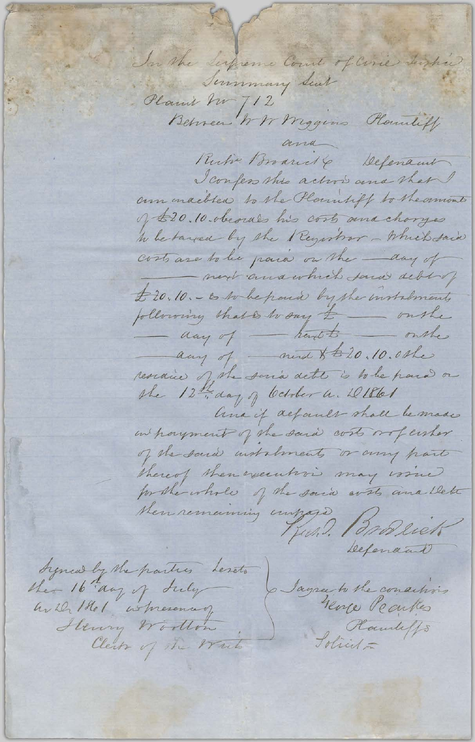In the Supreme Court of Civil Justice
Summary Suit
Plaint No 712
Between W W Wiggins Plaintiff
and
Richd Broderick Defendant

I confess this action and that I am indebted to the Plaintiff to the amount of £20.10.0 besides his costs and charges to be taxed by the Registrar - which said costs are to be paid on the — day of — next and which said debt of £20.10.- is to be paid by the instalments following that is to say £ — on the — day of — next £ — on the — day of — next & £20.10.0 the residue of the said debt is to be paid on the 12th day of October A. D 1861

And if default shall be made in payment of the said costs or of either of the said instalments or any part thereof then execution may issue for the whole of the said costs and Debt then remaining unpaid

Richd. Broderick
Defendant

Signed by the parties hereto the 16th day of July A. D. 1861 in presence of
Henry Wootton
Clerk of the Writs

I agree to the conditions
George Peakes
Plaintiffs
Solicitor